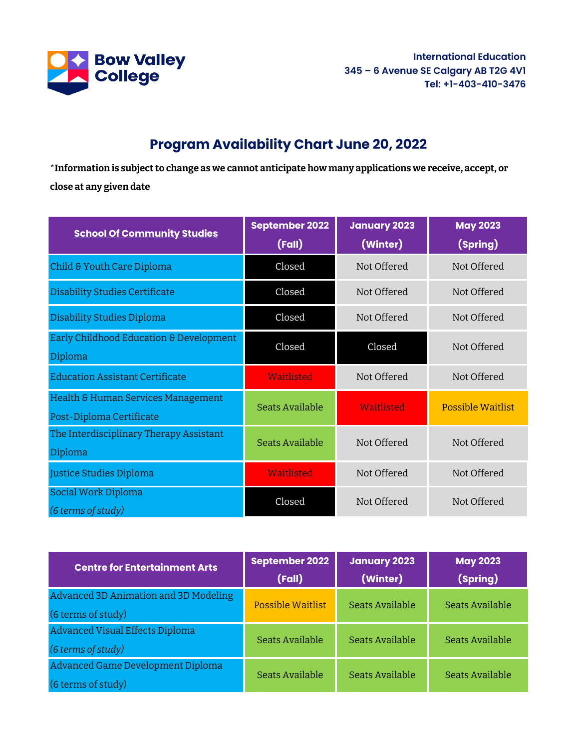Bow Valley College

**International Education**
**345 – 6 Avenue SE Calgary AB T2G 4V1**
**Tel: +1-403-410-3476**

# Program Availability Chart June 20, 2022

*​**Information is subject to change as we cannot anticipate how many applications we receive, accept, or close at any given date**

| School Of Community Studies | September 2022 (Fall) | January 2023 (Winter) | May 2023 (Spring) |
|---|---|---|---|
| Child & Youth Care Diploma | Closed | Not Offered | Not Offered |
| Disability Studies Certificate | Closed | Not Offered | Not Offered |
| Disability Studies Diploma | Closed | Not Offered | Not Offered |
| Early Childhood Education & Development Diploma | Closed | Closed | Not Offered |
| Education Assistant Certificate | Waitlisted | Not Offered | Not Offered |
| Health & Human Services Management Post-Diploma Certificate | Seats Available | Waitlisted | Possible Waitlist |
| The Interdisciplinary Therapy Assistant Diploma | Seats Available | Not Offered | Not Offered |
| Justice Studies Diploma | Waitlisted | Not Offered | Not Offered |
| Social Work Diploma *(6 terms of study)* | Closed | Not Offered | Not Offered |

| Centre for Entertainment Arts | September 2022 (Fall) | January 2023 (Winter) | May 2023 (Spring) |
|---|---|---|---|
| Advanced 3D Animation and 3D Modeling (6 terms of study) | Possible Waitlist | Seats Available | Seats Available |
| Advanced Visual Effects Diploma *(6 terms of study)* | Seats Available | Seats Available | Seats Available |
| Advanced Game Development Diploma (6 terms of study) | Seats Available | Seats Available | Seats Available |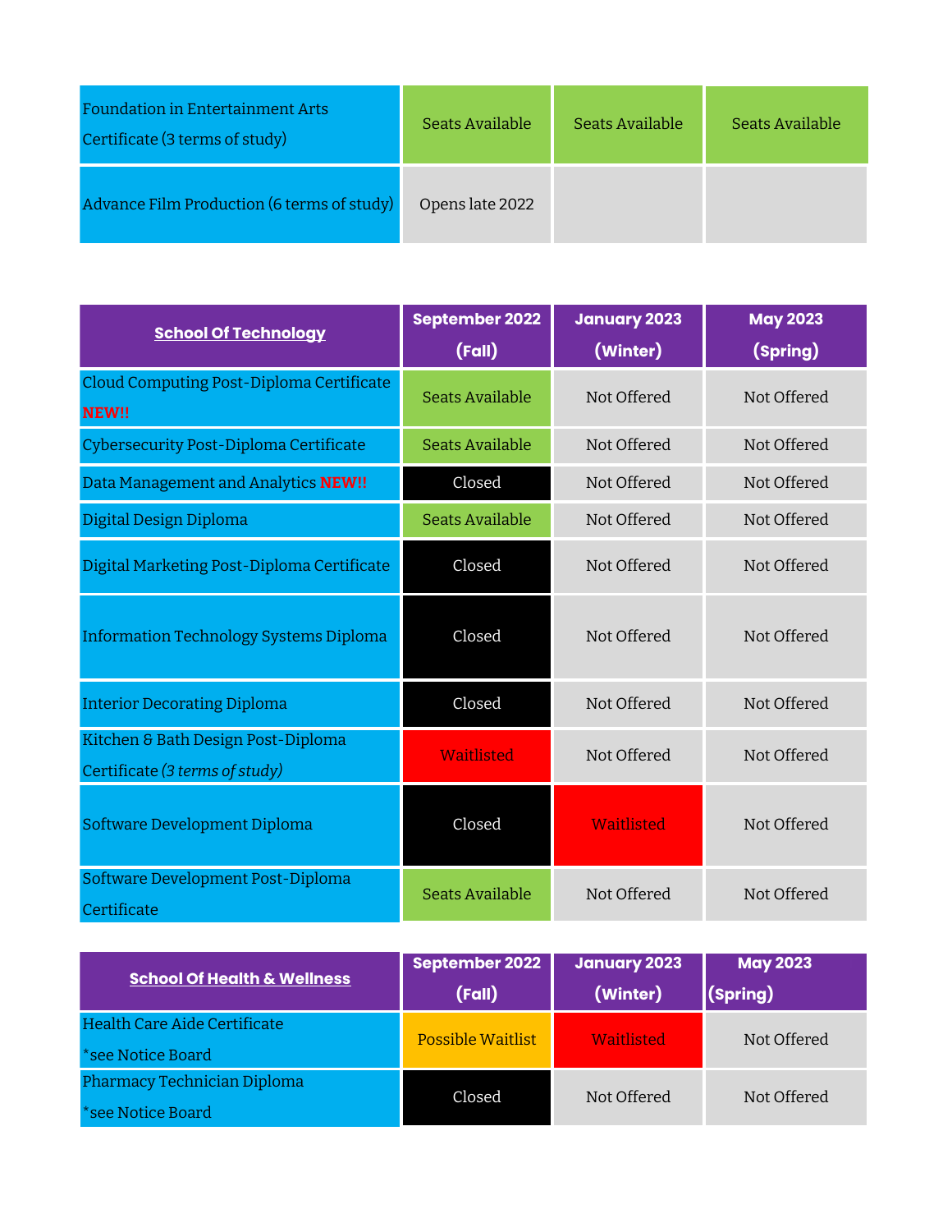| | | | |
|---|---|---|---|
| Foundation in Entertainment Arts Certificate (3 terms of study) | Seats Available | Seats Available | Seats Available |
| Advance Film Production (6 terms of study) | Opens late 2022 | | |

| **School Of Technology** | **September 2022 (Fall)** | **January 2023 (Winter)** | **May 2023 (Spring)** |
|---|---|---|---|
| Cloud Computing Post-Diploma Certificate **NEW!!** | Seats Available | Not Offered | Not Offered |
| Cybersecurity Post-Diploma Certificate | Seats Available | Not Offered | Not Offered |
| Data Management and Analytics **NEW!!** | Closed | Not Offered | Not Offered |
| Digital Design Diploma | Seats Available | Not Offered | Not Offered |
| Digital Marketing Post-Diploma Certificate | Closed | Not Offered | Not Offered |
| Information Technology Systems Diploma | Closed | Not Offered | Not Offered |
| Interior Decorating Diploma | Closed | Not Offered | Not Offered |
| Kitchen & Bath Design Post-Diploma Certificate *(3 terms of study)* | Waitlisted | Not Offered | Not Offered |
| Software Development Diploma | Closed | Waitlisted | Not Offered |
| Software Development Post-Diploma Certificate | Seats Available | Not Offered | Not Offered |

| **School Of Health & Wellness** | **September 2022 (Fall)** | **January 2023 (Winter)** | **May 2023 (Spring)** |
|---|---|---|---|
| Health Care Aide Certificate *see Notice Board | Possible Waitlist | Waitlisted | Not Offered |
| Pharmacy Technician Diploma *see Notice Board | Closed | Not Offered | Not Offered |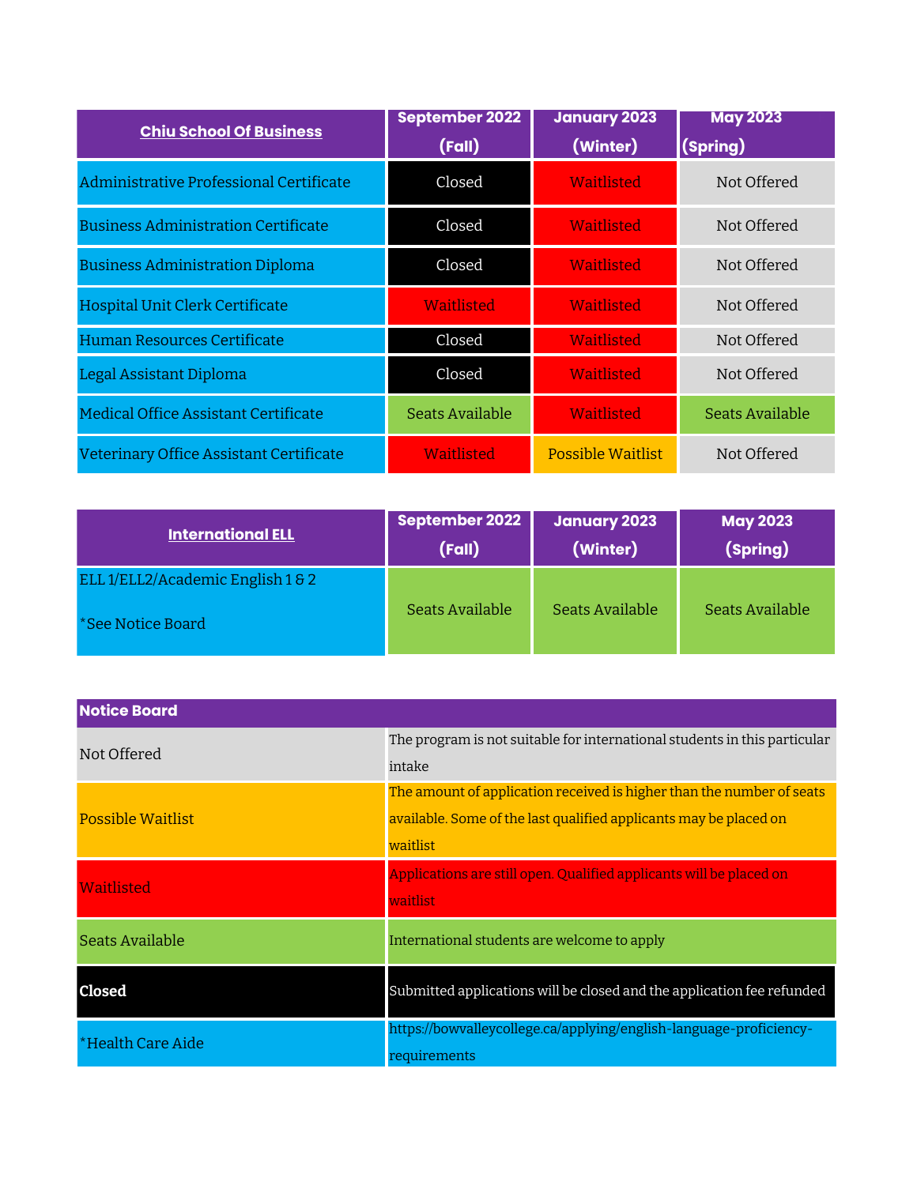| Chiu School Of Business | September 2022 (Fall) | January 2023 (Winter) | May 2023 (Spring) |
|---|---|---|---|
| Administrative Professional Certificate | Closed | Waitlisted | Not Offered |
| Business Administration Certificate | Closed | Waitlisted | Not Offered |
| Business Administration Diploma | Closed | Waitlisted | Not Offered |
| Hospital Unit Clerk Certificate | Waitlisted | Waitlisted | Not Offered |
| Human Resources Certificate | Closed | Waitlisted | Not Offered |
| Legal Assistant Diploma | Closed | Waitlisted | Not Offered |
| Medical Office Assistant Certificate | Seats Available | Waitlisted | Seats Available |
| Veterinary Office Assistant Certificate | Waitlisted | Possible Waitlist | Not Offered |

| International ELL | September 2022 (Fall) | January 2023 (Winter) | May 2023 (Spring) |
|---|---|---|---|
| ELL 1/ELL2/Academic English 1 & 2<br><br>*See Notice Board | Seats Available | Seats Available | Seats Available |

| Notice Board | |
|---|---|
| Not Offered | The program is not suitable for international students in this particular intake |
| Possible Waitlist | The amount of application received is higher than the number of seats available. Some of the last qualified applicants may be placed on waitlist |
| Waitlisted | Applications are still open. Qualified applicants will be placed on waitlist |
| Seats Available | International students are welcome to apply |
| **Closed** | Submitted applications will be closed and the application fee refunded |
| *Health Care Aide | https://bowvalleycollege.ca/applying/english-language-proficiency-requirements |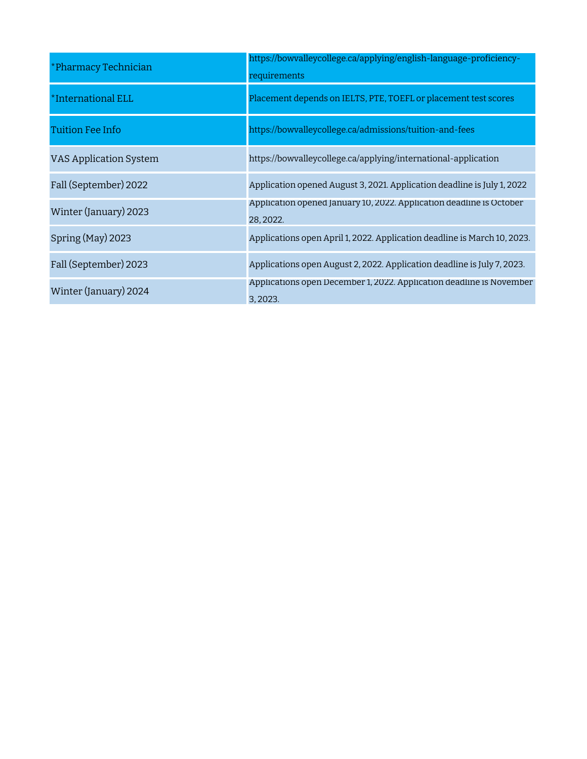| | |
|---|---|
| *Pharmacy Technician | https://bowvalleycollege.ca/applying/english-language-proficiency-requirements |
| *International ELL | Placement depends on IELTS, PTE, TOEFL or placement test scores |
| Tuition Fee Info | https://bowvalleycollege.ca/admissions/tuition-and-fees |
| VAS Application System | https://bowvalleycollege.ca/applying/international-application |
| Fall (September) 2022 | Application opened August 3, 2021. Application deadline is July 1, 2022 |
| Winter (January) 2023 | Application opened January 10, 2022. Application deadline is October 28, 2022. |
| Spring (May) 2023 | Applications open April 1, 2022. Application deadline is March 10, 2023. |
| Fall (September) 2023 | Applications open August 2, 2022. Application deadline is July 7, 2023. |
| Winter (January) 2024 | Applications open December 1, 2022. Application deadline is November 3, 2023. |